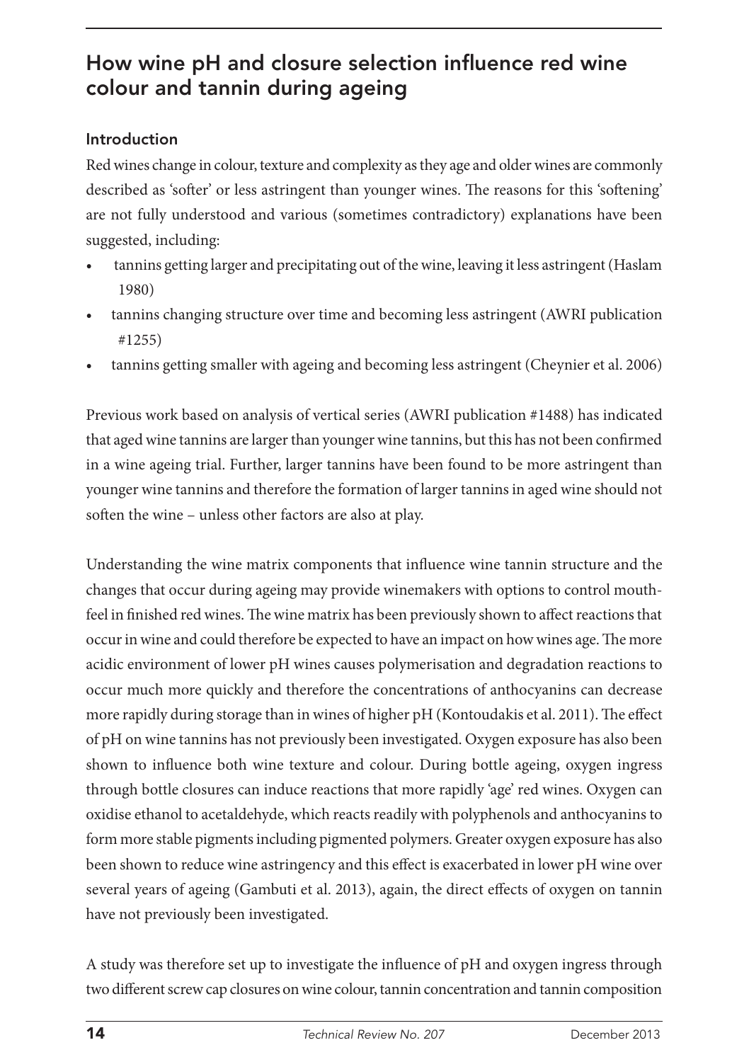# How wine pH and closure selection influence red wine colour and tannin during ageing

## Introduction

Red wines change in colour, texture and complexity as they age and older wines are commonly described as 'softer' or less astringent than younger wines. The reasons for this 'softening' are not fully understood and various (sometimes contradictory) explanations have been suggested, including:

- tannins getting larger and precipitating out of the wine, leaving it less astringent (Haslam 1980)
- tannins changing structure over time and becoming less astringent (AWRI publication #1255)
- tannins getting smaller with ageing and becoming less astringent (Cheynier et al. 2006)

Previous work based on analysis of vertical series (AWRI publication #1488) has indicated that aged wine tannins are larger than younger wine tannins, but this has not been confirmed in a wine ageing trial. Further, larger tannins have been found to be more astringent than younger wine tannins and therefore the formation of larger tannins in aged wine should not soften the wine – unless other factors are also at play.

Understanding the wine matrix components that influence wine tannin structure and the changes that occur during ageing may provide winemakers with options to control mouth-feel in finished red wines. The wine matrix has been previously shown to affect reactions that occur in wine and could therefore be expected to have an impact on how wines age. The more acidic environment of lower pH wines causes polymerisation and degradation reactions to occur much more quickly and therefore the concentrations of anthocyanins can decrease more rapidly during storage than in wines of higher pH (Kontoudakis et al. 2011). The effect of pH on wine tannins has not previously been investigated. Oxygen exposure has also been shown to influence both wine texture and colour. During bottle ageing, oxygen ingress through bottle closures can induce reactions that more rapidly 'age' red wines. Oxygen can oxidise ethanol to acetaldehyde, which reacts readily with polyphenols and anthocyanins to form more stable pigments including pigmented polymers. Greater oxygen exposure has also been shown to reduce wine astringency and this effect is exacerbated in lower pH wine over several years of ageing (Gambuti et al. 2013), again, the direct effects of oxygen on tannin have not previously been investigated.

A study was therefore set up to investigate the influence of pH and oxygen ingress through two different screw cap closures on wine colour, tannin concentration and tannin composition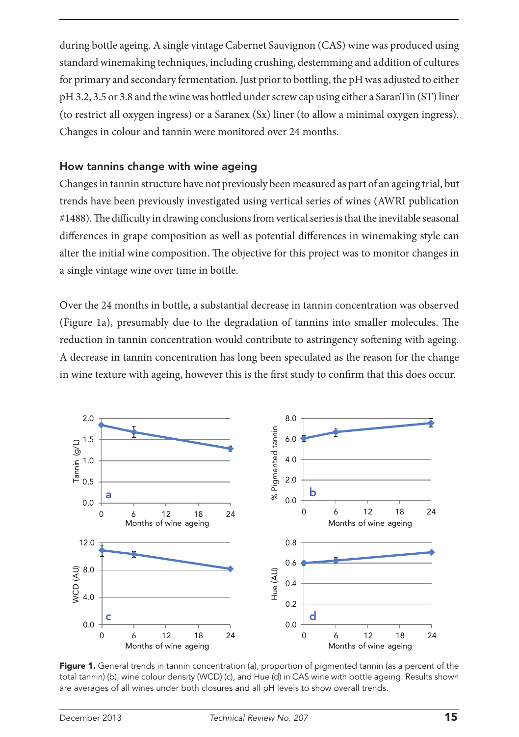during bottle ageing. A single vintage Cabernet Sauvignon (CAS) wine was produced using standard winemaking techniques, including crushing, destemming and addition of cultures for primary and secondary fermentation. Just prior to bottling, the pH was adjusted to either pH 3.2, 3.5 or 3.8 and the wine was bottled under screw cap using either a SaranTin (ST) liner (to restrict all oxygen ingress) or a Saranex (Sx) liner (to allow a minimal oxygen ingress). Changes in colour and tannin were monitored over 24 months.

### How tannins change with wine ageing

Changes in tannin structure have not previously been measured as part of an ageing trial, but trends have been previously investigated using vertical series of wines (AWRI publication #1488). The difficulty in drawing conclusions from vertical series is that the inevitable seasonal differences in grape composition as well as potential differences in winemaking style can alter the initial wine composition. The objective for this project was to monitor changes in a single vintage wine over time in bottle.

Over the 24 months in bottle, a substantial decrease in tannin concentration was observed (Figure 1a), presumably due to the degradation of tannins into smaller molecules. The reduction in tannin concentration would contribute to astringency softening with ageing. A decrease in tannin concentration has long been speculated as the reason for the change in wine texture with ageing, however this is the first study to confirm that this does occur.

**Figure 1.** General trends in tannin concentration (a), proportion of pigmented tannin (as a percent of the total tannin) (b), wine colour density (WCD) (c), and Hue (d) in CAS wine with bottle ageing. Results shown are averages of all wines under both closures and all pH levels to show overall trends.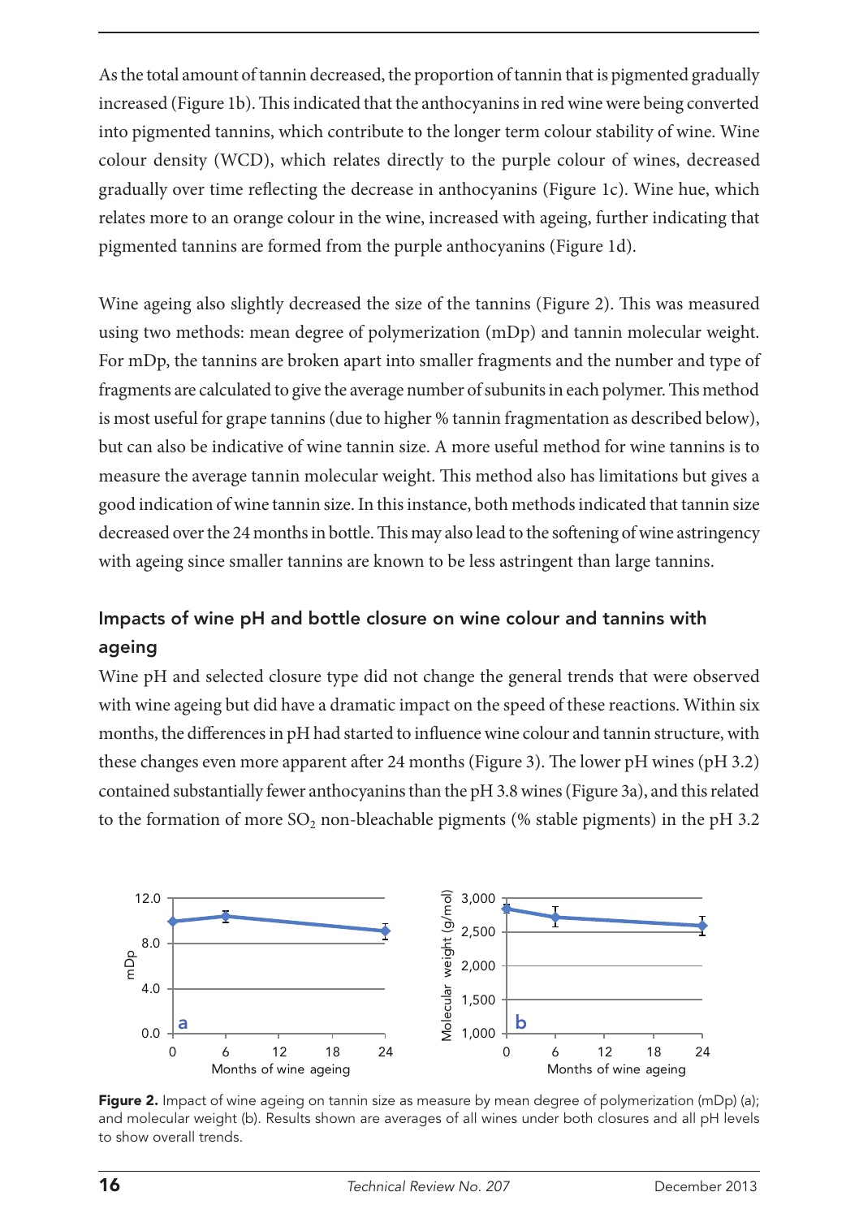As the total amount of tannin decreased, the proportion of tannin that is pigmented gradually increased (Figure 1b). This indicated that the anthocyanins in red wine were being converted into pigmented tannins, which contribute to the longer term colour stability of wine. Wine colour density (WCD), which relates directly to the purple colour of wines, decreased gradually over time reflecting the decrease in anthocyanins (Figure 1c). Wine hue, which relates more to an orange colour in the wine, increased with ageing, further indicating that pigmented tannins are formed from the purple anthocyanins (Figure 1d).

Wine ageing also slightly decreased the size of the tannins (Figure 2). This was measured using two methods: mean degree of polymerization (mDp) and tannin molecular weight. For mDp, the tannins are broken apart into smaller fragments and the number and type of fragments are calculated to give the average number of subunits in each polymer. This method is most useful for grape tannins (due to higher % tannin fragmentation as described below), but can also be indicative of wine tannin size. A more useful method for wine tannins is to measure the average tannin molecular weight. This method also has limitations but gives a good indication of wine tannin size. In this instance, both methods indicated that tannin size decreased over the 24 months in bottle. This may also lead to the softening of wine astringency with ageing since smaller tannins are known to be less astringent than large tannins.

## Impacts of wine pH and bottle closure on wine colour and tannins with ageing

Wine pH and selected closure type did not change the general trends that were observed with wine ageing but did have a dramatic impact on the speed of these reactions. Within six months, the differences in pH had started to influence wine colour and tannin structure, with these changes even more apparent after 24 months (Figure 3). The lower pH wines (pH 3.2) contained substantially fewer anthocyanins than the pH 3.8 wines (Figure 3a), and this related to the formation of more $SO_2$ non-bleachable pigments (% stable pigments) in the pH 3.2

**Figure 2.** Impact of wine ageing on tannin size as measure by mean degree of polymerization (mDp) (a); and molecular weight (b). Results shown are averages of all wines under both closures and all pH levels to show overall trends.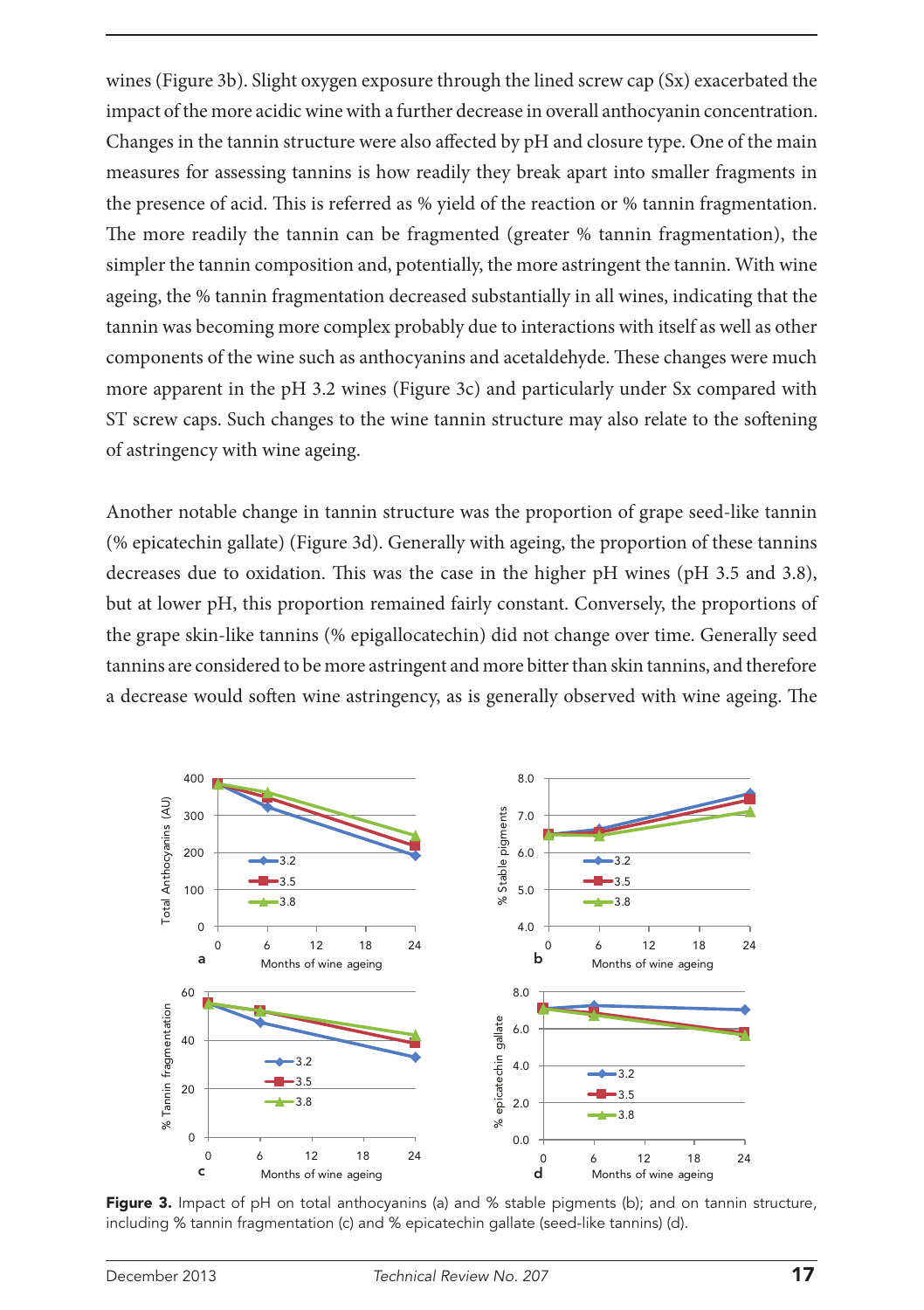wines (Figure 3b). Slight oxygen exposure through the lined screw cap (Sx) exacerbated the impact of the more acidic wine with a further decrease in overall anthocyanin concentration. Changes in the tannin structure were also affected by pH and closure type. One of the main measures for assessing tannins is how readily they break apart into smaller fragments in the presence of acid. This is referred as % yield of the reaction or % tannin fragmentation. The more readily the tannin can be fragmented (greater % tannin fragmentation), the simpler the tannin composition and, potentially, the more astringent the tannin. With wine ageing, the % tannin fragmentation decreased substantially in all wines, indicating that the tannin was becoming more complex probably due to interactions with itself as well as other components of the wine such as anthocyanins and acetaldehyde. These changes were much more apparent in the pH 3.2 wines (Figure 3c) and particularly under Sx compared with ST screw caps. Such changes to the wine tannin structure may also relate to the softening of astringency with wine ageing.

Another notable change in tannin structure was the proportion of grape seed-like tannin (% epicatechin gallate) (Figure 3d). Generally with ageing, the proportion of these tannins decreases due to oxidation. This was the case in the higher pH wines (pH 3.5 and 3.8), but at lower pH, this proportion remained fairly constant. Conversely, the proportions of the grape skin-like tannins (% epigallocatechin) did not change over time. Generally seed tannins are considered to be more astringent and more bitter than skin tannins, and therefore a decrease would soften wine astringency, as is generally observed with wine ageing. The

**Figure 3.** Impact of pH on total anthocyanins (a) and % stable pigments (b); and on tannin structure, including % tannin fragmentation (c) and % epicatechin gallate (seed-like tannins) (d).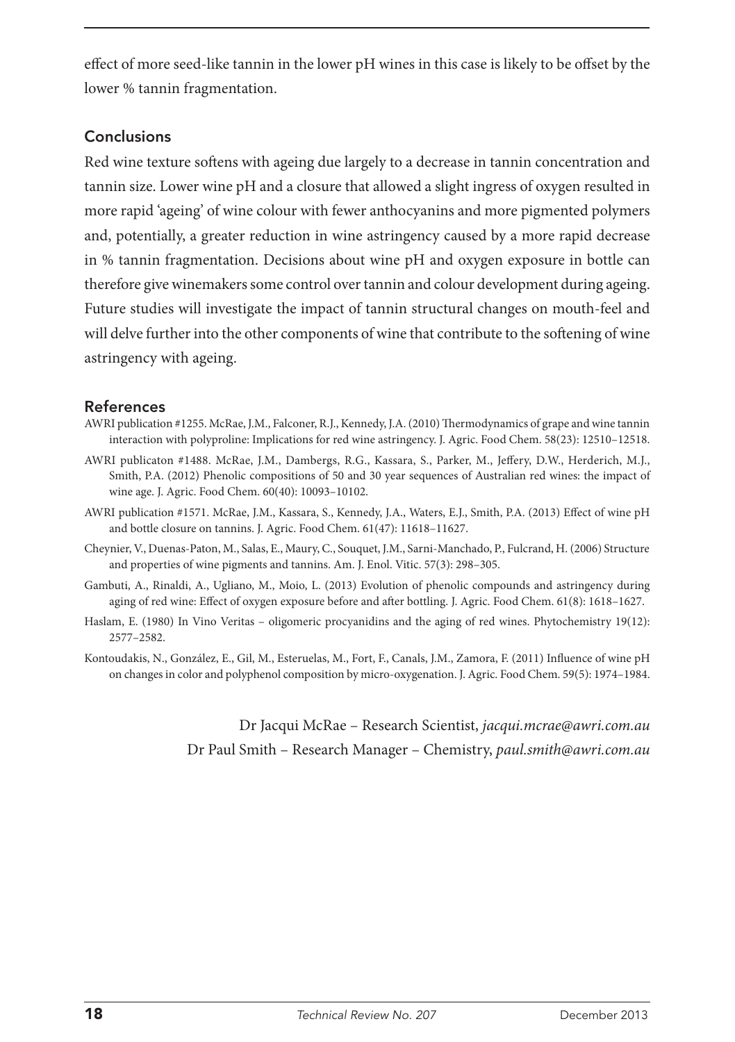effect of more seed-like tannin in the lower pH wines in this case is likely to be offset by the lower % tannin fragmentation.

## Conclusions

Red wine texture softens with ageing due largely to a decrease in tannin concentration and tannin size. Lower wine pH and a closure that allowed a slight ingress of oxygen resulted in more rapid 'ageing' of wine colour with fewer anthocyanins and more pigmented polymers and, potentially, a greater reduction in wine astringency caused by a more rapid decrease in % tannin fragmentation. Decisions about wine pH and oxygen exposure in bottle can therefore give winemakers some control over tannin and colour development during ageing. Future studies will investigate the impact of tannin structural changes on mouth-feel and will delve further into the other components of wine that contribute to the softening of wine astringency with ageing.

## References

AWRI publication #1255. McRae, J.M., Falconer, R.J., Kennedy, J.A. (2010) Thermodynamics of grape and wine tannin interaction with polyproline: Implications for red wine astringency. J. Agric. Food Chem. 58(23): 12510–12518.

AWRI publicaton #1488. McRae, J.M., Dambergs, R.G., Kassara, S., Parker, M., Jeffery, D.W., Herderich, M.J., Smith, P.A. (2012) Phenolic compositions of 50 and 30 year sequences of Australian red wines: the impact of wine age. J. Agric. Food Chem. 60(40): 10093–10102.

AWRI publication #1571. McRae, J.M., Kassara, S., Kennedy, J.A., Waters, E.J., Smith, P.A. (2013) Effect of wine pH and bottle closure on tannins. J. Agric. Food Chem. 61(47): 11618–11627.

Cheynier, V., Duenas-Paton, M., Salas, E., Maury, C., Souquet, J.M., Sarni-Manchado, P., Fulcrand, H. (2006) Structure and properties of wine pigments and tannins. Am. J. Enol. Vitic. 57(3): 298–305.

Gambuti, A., Rinaldi, A., Ugliano, M., Moio, L. (2013) Evolution of phenolic compounds and astringency during aging of red wine: Effect of oxygen exposure before and after bottling. J. Agric. Food Chem. 61(8): 1618–1627.

Haslam, E. (1980) In Vino Veritas – oligomeric procyanidins and the aging of red wines. Phytochemistry 19(12): 2577–2582.

Kontoudakis, N., González, E., Gil, M., Esteruelas, M., Fort, F., Canals, J.M., Zamora, F. (2011) Influence of wine pH on changes in color and polyphenol composition by micro-oxygenation. J. Agric. Food Chem. 59(5): 1974–1984.

Dr Jacqui McRae – Research Scientist, *jacqui.mcrae@awri.com.au*

Dr Paul Smith – Research Manager – Chemistry, *paul.smith@awri.com.au*